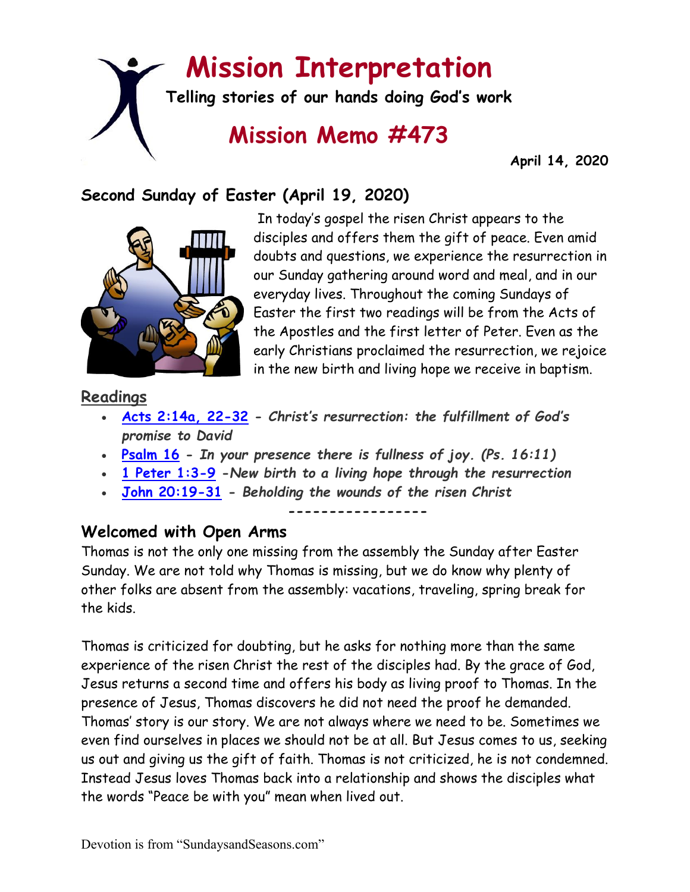# Mission Interpretation

**Telling stories of our hands doing God's work**

# Mission Memo #473

**April 14, 2020**

## Second Sunday of Easter (April 19, 2020)

In today's gospel the risen Christ appears to the disciples and offers them the gift of peace. Even amid doubts and questions, we experience the resurrection in our Sunday gathering around word and meal, and in our everyday lives. Throughout the coming Sundays of Easter the first two readings will be from the Acts of the Apostles and the first letter of Peter. Even as the early Christians proclaimed the resurrection, we rejoice in the new birth and living hope we receive in baptism.

### Readings

- **Acts 2:14a, 22-32** - ***Christ's resurrection: the fulfillment of God's promise to David***
- **Psalm 16** - ***In your presence there is fullness of joy. (Ps. 16:11)***
- **1 Peter 1:3-9** -***New birth to a living hope through the resurrection***
- **John 20:19-31** - ***Beholding the wounds of the risen Christ***

-----------------

## Welcomed with Open Arms

Thomas is not the only one missing from the assembly the Sunday after Easter Sunday. We are not told why Thomas is missing, but we do know why plenty of other folks are absent from the assembly: vacations, traveling, spring break for the kids.

Thomas is criticized for doubting, but he asks for nothing more than the same experience of the risen Christ the rest of the disciples had. By the grace of God, Jesus returns a second time and offers his body as living proof to Thomas. In the presence of Jesus, Thomas discovers he did not need the proof he demanded. Thomas' story is our story. We are not always where we need to be. Sometimes we even find ourselves in places we should not be at all. But Jesus comes to us, seeking us out and giving us the gift of faith. Thomas is not criticized, he is not condemned. Instead Jesus loves Thomas back into a relationship and shows the disciples what the words "Peace be with you" mean when lived out.

Devotion is from "SundaysandSeasons.com"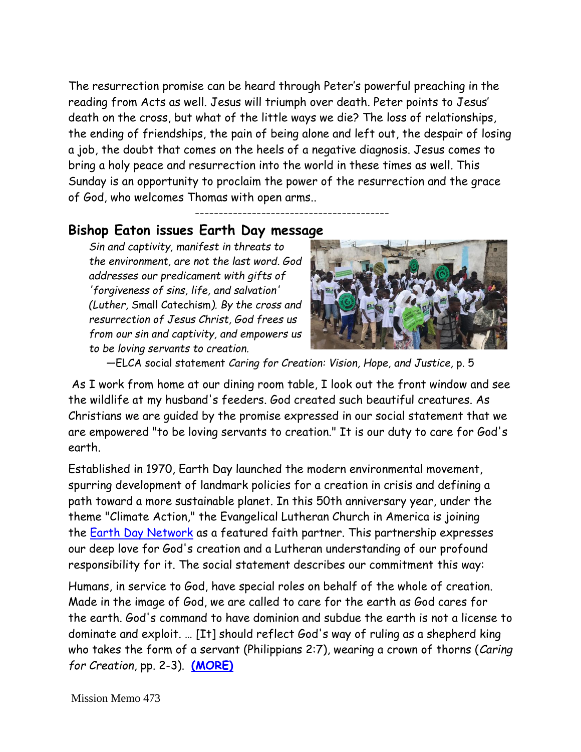The resurrection promise can be heard through Peter's powerful preaching in the reading from Acts as well. Jesus will triumph over death. Peter points to Jesus' death on the cross, but what of the little ways we die? The loss of relationships, the ending of friendships, the pain of being alone and left out, the despair of losing a job, the doubt that comes on the heels of a negative diagnosis. Jesus comes to bring a holy peace and resurrection into the world in these times as well. This Sunday is an opportunity to proclaim the power of the resurrection and the grace of God, who welcomes Thomas with open arms..

----------------------------------------

## Bishop Eaton issues Earth Day message

> *Sin and captivity, manifest in threats to the environment, are not the last word. God addresses our predicament with gifts of 'forgiveness of sins, life, and salvation' (Luther,* Small Catechism*). By the cross and resurrection of Jesus Christ, God frees us from our sin and captivity, and empowers us to be loving servants to creation.*
>
> —ELCA social statement *Caring for Creation: Vision, Hope, and Justice,* p. 5

As I work from home at our dining room table, I look out the front window and see the wildlife at my husband's feeders. God created such beautiful creatures. As Christians we are guided by the promise expressed in our social statement that we are empowered "to be loving servants to creation." It is our duty to care for God's earth.

Established in 1970, Earth Day launched the modern environmental movement, spurring development of landmark policies for a creation in crisis and defining a path toward a more sustainable planet. In this 50th anniversary year, under the theme "Climate Action," the Evangelical Lutheran Church in America is joining the Earth Day Network as a featured faith partner. This partnership expresses our deep love for God's creation and a Lutheran understanding of our profound responsibility for it. The social statement describes our commitment this way:

Humans, in service to God, have special roles on behalf of the whole of creation. Made in the image of God, we are called to care for the earth as God cares for the earth. God's command to have dominion and subdue the earth is not a license to dominate and exploit. … [It] should reflect God's way of ruling as a shepherd king who takes the form of a servant (Philippians 2:7), wearing a crown of thorns (*Caring for Creation*, pp. 2-3). **(MORE)**

Mission Memo 473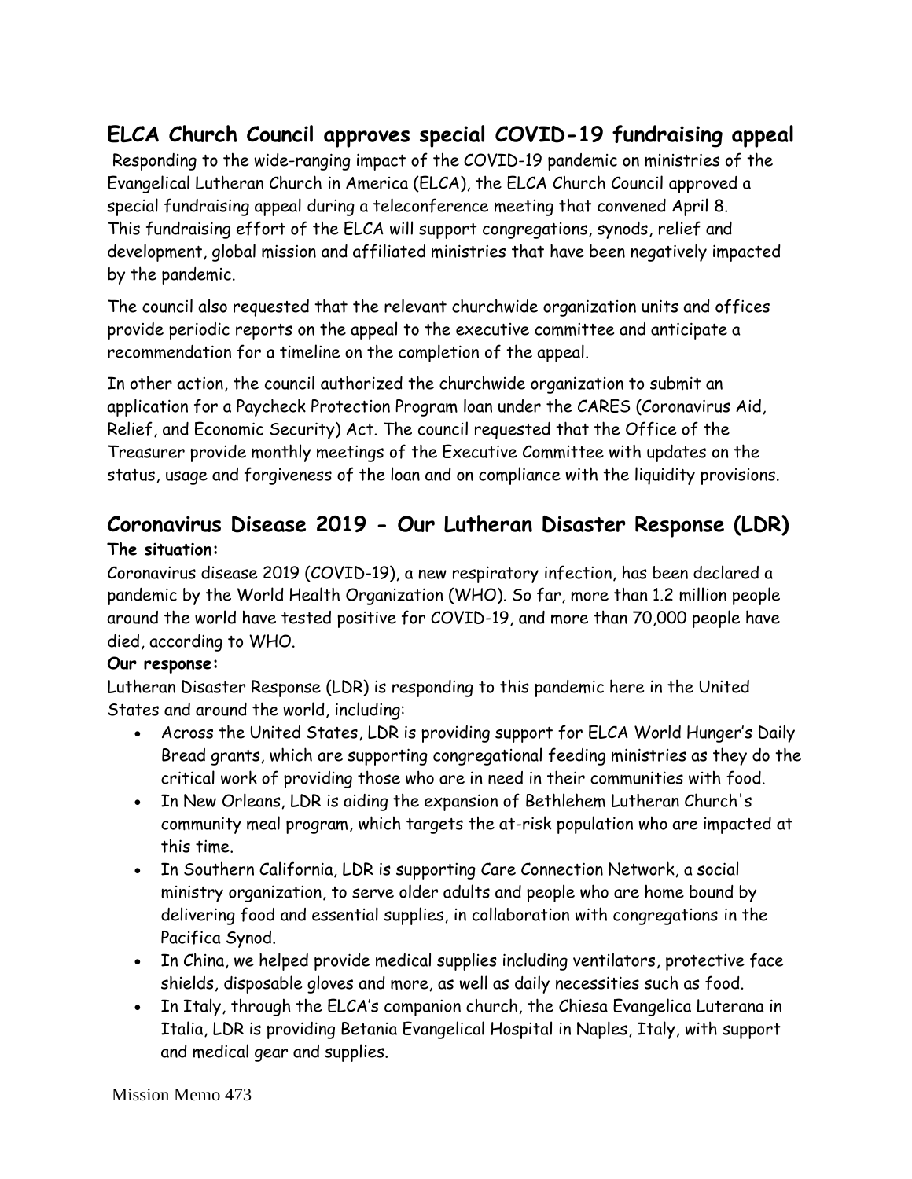## ELCA Church Council approves special COVID-19 fundraising appeal

Responding to the wide-ranging impact of the COVID-19 pandemic on ministries of the Evangelical Lutheran Church in America (ELCA), the ELCA Church Council approved a special fundraising appeal during a teleconference meeting that convened April 8. This fundraising effort of the ELCA will support congregations, synods, relief and development, global mission and affiliated ministries that have been negatively impacted by the pandemic.

The council also requested that the relevant churchwide organization units and offices provide periodic reports on the appeal to the executive committee and anticipate a recommendation for a timeline on the completion of the appeal.

In other action, the council authorized the churchwide organization to submit an application for a Paycheck Protection Program loan under the CARES (Coronavirus Aid, Relief, and Economic Security) Act. The council requested that the Office of the Treasurer provide monthly meetings of the Executive Committee with updates on the status, usage and forgiveness of the loan and on compliance with the liquidity provisions.

## Coronavirus Disease 2019 - Our Lutheran Disaster Response (LDR)

**The situation:**

Coronavirus disease 2019 (COVID-19), a new respiratory infection, has been declared a pandemic by the World Health Organization (WHO). So far, more than 1.2 million people around the world have tested positive for COVID-19, and more than 70,000 people have died, according to WHO.

**Our response:**

Lutheran Disaster Response (LDR) is responding to this pandemic here in the United States and around the world, including:

- Across the United States, LDR is providing support for ELCA World Hunger's Daily Bread grants, which are supporting congregational feeding ministries as they do the critical work of providing those who are in need in their communities with food.
- In New Orleans, LDR is aiding the expansion of Bethlehem Lutheran Church's community meal program, which targets the at-risk population who are impacted at this time.
- In Southern California, LDR is supporting Care Connection Network, a social ministry organization, to serve older adults and people who are home bound by delivering food and essential supplies, in collaboration with congregations in the Pacifica Synod.
- In China, we helped provide medical supplies including ventilators, protective face shields, disposable gloves and more, as well as daily necessities such as food.
- In Italy, through the ELCA's companion church, the Chiesa Evangelica Luterana in Italia, LDR is providing Betania Evangelical Hospital in Naples, Italy, with support and medical gear and supplies.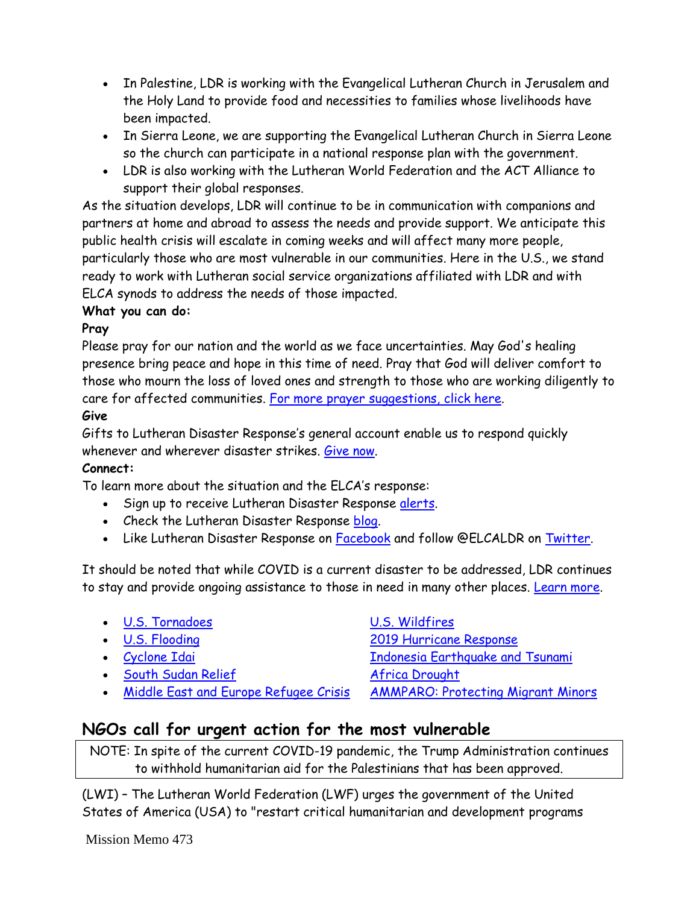- In Palestine, LDR is working with the Evangelical Lutheran Church in Jerusalem and the Holy Land to provide food and necessities to families whose livelihoods have been impacted.
- In Sierra Leone, we are supporting the Evangelical Lutheran Church in Sierra Leone so the church can participate in a national response plan with the government.
- LDR is also working with the Lutheran World Federation and the ACT Alliance to support their global responses.

As the situation develops, LDR will continue to be in communication with companions and partners at home and abroad to assess the needs and provide support. We anticipate this public health crisis will escalate in coming weeks and will affect many more people, particularly those who are most vulnerable in our communities. Here in the U.S., we stand ready to work with Lutheran social service organizations affiliated with LDR and with ELCA synods to address the needs of those impacted.

**What you can do:**

**Pray**

Please pray for our nation and the world as we face uncertainties. May God's healing presence bring peace and hope in this time of need. Pray that God will deliver comfort to those who mourn the loss of loved ones and strength to those who are working diligently to care for affected communities. For more prayer suggestions, click here.

**Give**

Gifts to Lutheran Disaster Response's general account enable us to respond quickly whenever and wherever disaster strikes. Give now.

**Connect:**

To learn more about the situation and the ELCA's response:

- Sign up to receive Lutheran Disaster Response alerts.
- Check the Lutheran Disaster Response blog.
- Like Lutheran Disaster Response on Facebook and follow @ELCALDR on Twitter.

It should be noted that while COVID is a current disaster to be addressed, LDR continues to stay and provide ongoing assistance to those in need in many other places. Learn more.

- U.S. Tornadoes
- U.S. Wildfires
- U.S. Flooding
- 2019 Hurricane Response
- Cyclone Idai
- Indonesia Earthquake and Tsunami
- South Sudan Relief
- Africa Drought
- Middle East and Europe Refugee Crisis
- AMMPARO: Protecting Migrant Minors

## NGOs call for urgent action for the most vulnerable

NOTE: In spite of the current COVID-19 pandemic, the Trump Administration continues to withhold humanitarian aid for the Palestinians that has been approved.

(LWI) – The Lutheran World Federation (LWF) urges the government of the United States of America (USA) to "restart critical humanitarian and development programs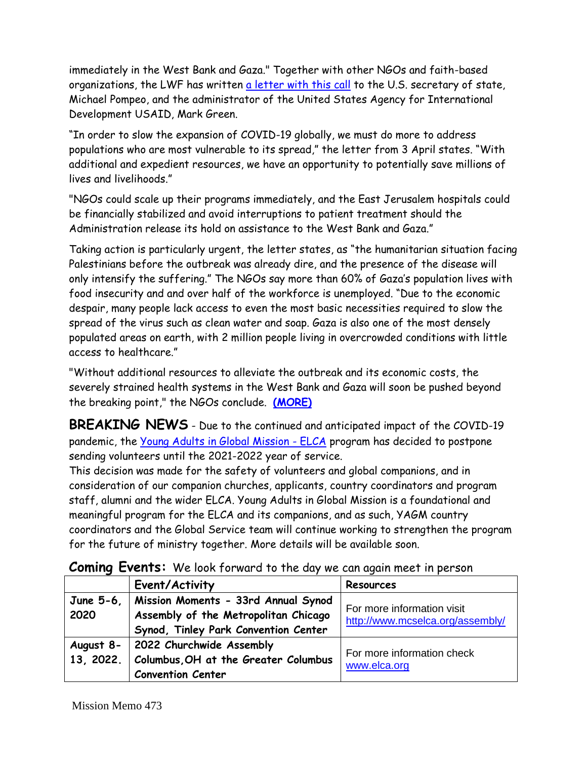immediately in the West Bank and Gaza." Together with other NGOs and faith-based organizations, the LWF has written [a letter with this call](#) to the U.S. secretary of state, Michael Pompeo, and the administrator of the United States Agency for International Development USAID, Mark Green.

"In order to slow the expansion of COVID-19 globally, we must do more to address populations who are most vulnerable to its spread," the letter from 3 April states. "With additional and expedient resources, we have an opportunity to potentially save millions of lives and livelihoods."

"NGOs could scale up their programs immediately, and the East Jerusalem hospitals could be financially stabilized and avoid interruptions to patient treatment should the Administration release its hold on assistance to the West Bank and Gaza."

Taking action is particularly urgent, the letter states, as "the humanitarian situation facing Palestinians before the outbreak was already dire, and the presence of the disease will only intensify the suffering." The NGOs say more than 60% of Gaza's population lives with food insecurity and and over half of the workforce is unemployed. "Due to the economic despair, many people lack access to even the most basic necessities required to slow the spread of the virus such as clean water and soap. Gaza is also one of the most densely populated areas on earth, with 2 million people living in overcrowded conditions with little access to healthcare."

"Without additional resources to alleviate the outbreak and its economic costs, the severely strained health systems in the West Bank and Gaza will soon be pushed beyond the breaking point," the NGOs conclude. **[(MORE)](#)**

**BREAKING NEWS** - Due to the continued and anticipated impact of the COVID-19 pandemic, the [Young Adults in Global Mission - ELCA](#) program has decided to postpone sending volunteers until the 2021-2022 year of service.
This decision was made for the safety of volunteers and global companions, and in consideration of our companion churches, applicants, country coordinators and program staff, alumni and the wider ELCA. Young Adults in Global Mission is a foundational and meaningful program for the ELCA and its companions, and as such, YAGM country coordinators and the Global Service team will continue working to strengthen the program for the future of ministry together. More details will be available soon.

**Coming Events:** We look forward to the day we can again meet in person

| | Event/Activity | Resources |
|---|---|---|
| **June 5-6, 2020** | **Mission Moments - 33rd Annual Synod Assembly of the Metropolitan Chicago Synod, Tinley Park Convention Center** | For more information visit http://www.mcselca.org/assembly/ |
| **August 8-13, 2022.** | **2022 Churchwide Assembly Columbus, OH at the Greater Columbus Convention Center** | For more information check www.elca.org |

Mission Memo 473